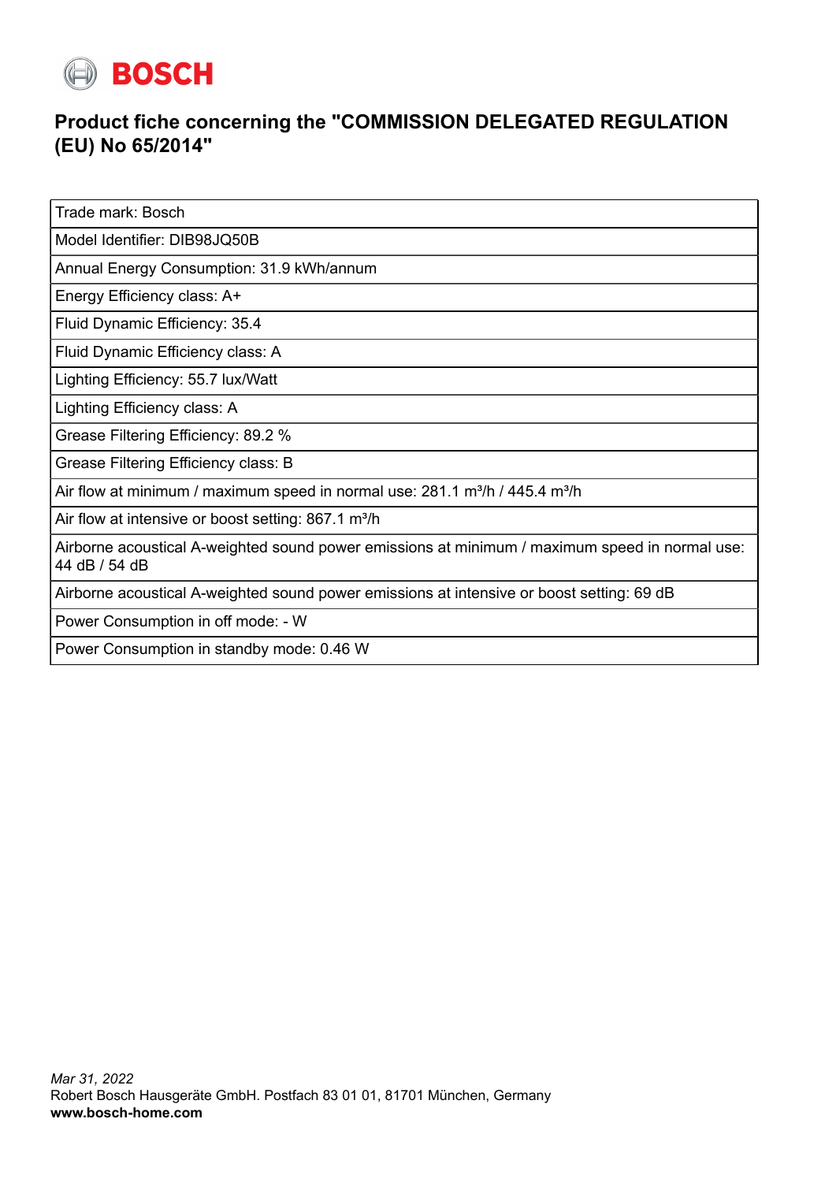BOSCH

## Product fiche concerning the "COMMISSION DELEGATED REGULATION (EU) No 65/2014"

| Trade mark: Bosch |
|---|
| Model Identifier: DIB98JQ50B |
| Annual Energy Consumption: 31.9 kWh/annum |
| Energy Efficiency class: A+ |
| Fluid Dynamic Efficiency: 35.4 |
| Fluid Dynamic Efficiency class: A |
| Lighting Efficiency: 55.7 lux/Watt |
| Lighting Efficiency class: A |
| Grease Filtering Efficiency: 89.2 % |
| Grease Filtering Efficiency class: B |
| Air flow at minimum / maximum speed in normal use: 281.1 m³/h / 445.4 m³/h |
| Air flow at intensive or boost setting: 867.1 m³/h |
| Airborne acoustical A-weighted sound power emissions at minimum / maximum speed in normal use: 44 dB / 54 dB |
| Airborne acoustical A-weighted sound power emissions at intensive or boost setting: 69 dB |
| Power Consumption in off mode: - W |
| Power Consumption in standby mode: 0.46 W |

*Mar 31, 2022*
Robert Bosch Hausgeräte GmbH. Postfach 83 01 01, 81701 München, Germany
**www.bosch-home.com**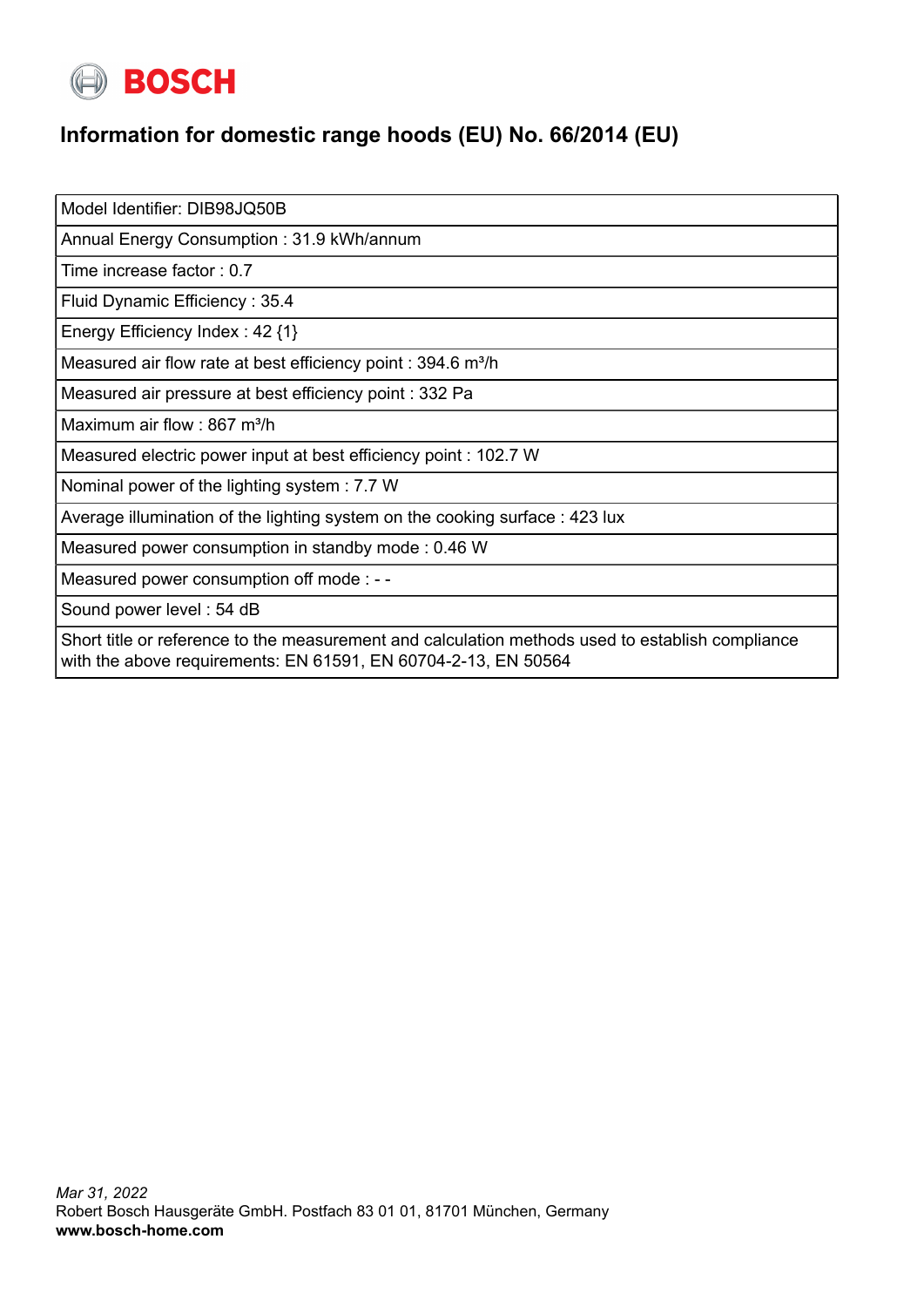BOSCH

## Information for domestic range hoods (EU) No. 66/2014 (EU)

| |
|---|
| Model Identifier: DIB98JQ50B |
| Annual Energy Consumption : 31.9 kWh/annum |
| Time increase factor : 0.7 |
| Fluid Dynamic Efficiency : 35.4 |
| Energy Efficiency Index : 42 {1} |
| Measured air flow rate at best efficiency point : 394.6 m³/h |
| Measured air pressure at best efficiency point : 332 Pa |
| Maximum air flow : 867 m³/h |
| Measured electric power input at best efficiency point : 102.7 W |
| Nominal power of the lighting system : 7.7 W |
| Average illumination of the lighting system on the cooking surface : 423 lux |
| Measured power consumption in standby mode : 0.46 W |
| Measured power consumption off mode : - - |
| Sound power level : 54 dB |
| Short title or reference to the measurement and calculation methods used to establish compliance with the above requirements: EN 61591, EN 60704-2-13, EN 50564 |

*Mar 31, 2022*
Robert Bosch Hausgeräte GmbH. Postfach 83 01 01, 81701 München, Germany
**www.bosch-home.com**